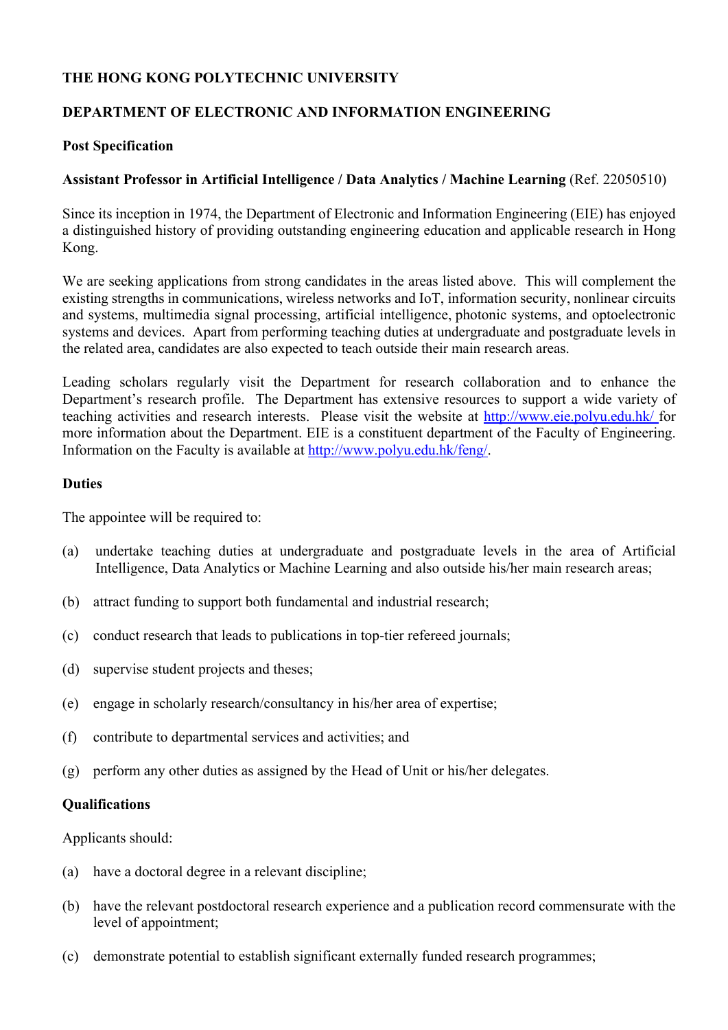**THE HONG KONG POLYTECHNIC UNIVERSITY**

**DEPARTMENT OF ELECTRONIC AND INFORMATION ENGINEERING**

**Post Specification**

**Assistant Professor in Artificial Intelligence / Data Analytics / Machine Learning** (Ref. 22050510)

Since its inception in 1974, the Department of Electronic and Information Engineering (EIE) has enjoyed a distinguished history of providing outstanding engineering education and applicable research in Hong Kong.

We are seeking applications from strong candidates in the areas listed above. This will complement the existing strengths in communications, wireless networks and IoT, information security, nonlinear circuits and systems, multimedia signal processing, artificial intelligence, photonic systems, and optoelectronic systems and devices. Apart from performing teaching duties at undergraduate and postgraduate levels in the related area, candidates are also expected to teach outside their main research areas.

Leading scholars regularly visit the Department for research collaboration and to enhance the Department's research profile. The Department has extensive resources to support a wide variety of teaching activities and research interests. Please visit the website at http://www.eie.polyu.edu.hk/ for more information about the Department. EIE is a constituent department of the Faculty of Engineering. Information on the Faculty is available at http://www.polyu.edu.hk/feng/.

**Duties**

The appointee will be required to:

(a) undertake teaching duties at undergraduate and postgraduate levels in the area of Artificial Intelligence, Data Analytics or Machine Learning and also outside his/her main research areas;

(b) attract funding to support both fundamental and industrial research;

(c) conduct research that leads to publications in top-tier refereed journals;

(d) supervise student projects and theses;

(e) engage in scholarly research/consultancy in his/her area of expertise;

(f) contribute to departmental services and activities; and

(g) perform any other duties as assigned by the Head of Unit or his/her delegates.

**Qualifications**

Applicants should:

(a) have a doctoral degree in a relevant discipline;

(b) have the relevant postdoctoral research experience and a publication record commensurate with the level of appointment;

(c) demonstrate potential to establish significant externally funded research programmes;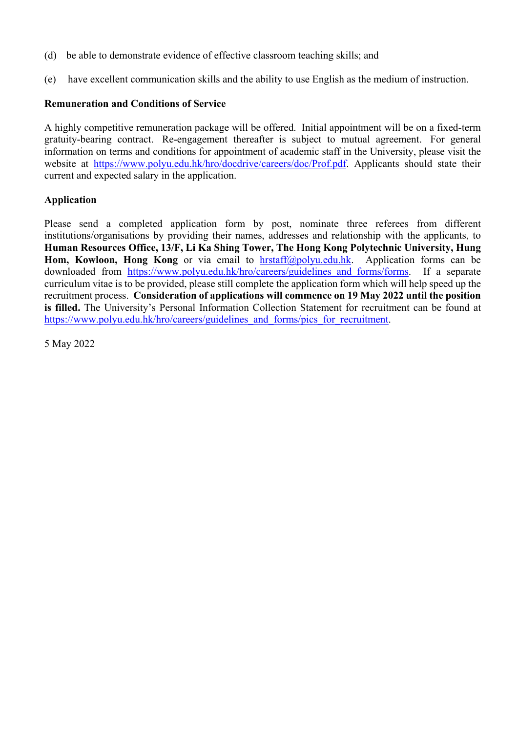(d) be able to demonstrate evidence of effective classroom teaching skills; and

(e) have excellent communication skills and the ability to use English as the medium of instruction.

**Remuneration and Conditions of Service**

A highly competitive remuneration package will be offered. Initial appointment will be on a fixed-term gratuity-bearing contract. Re-engagement thereafter is subject to mutual agreement. For general information on terms and conditions for appointment of academic staff in the University, please visit the website at https://www.polyu.edu.hk/hro/docdrive/careers/doc/Prof.pdf. Applicants should state their current and expected salary in the application.

**Application**

Please send a completed application form by post, nominate three referees from different institutions/organisations by providing their names, addresses and relationship with the applicants, to **Human Resources Office, 13/F, Li Ka Shing Tower, The Hong Kong Polytechnic University, Hung Hom, Kowloon, Hong Kong** or via email to hrstaff@polyu.edu.hk. Application forms can be downloaded from https://www.polyu.edu.hk/hro/careers/guidelines_and_forms/forms. If a separate curriculum vitae is to be provided, please still complete the application form which will help speed up the recruitment process. **Consideration of applications will commence on 19 May 2022 until the position is filled.** The University's Personal Information Collection Statement for recruitment can be found at https://www.polyu.edu.hk/hro/careers/guidelines_and_forms/pics_for_recruitment.

5 May 2022